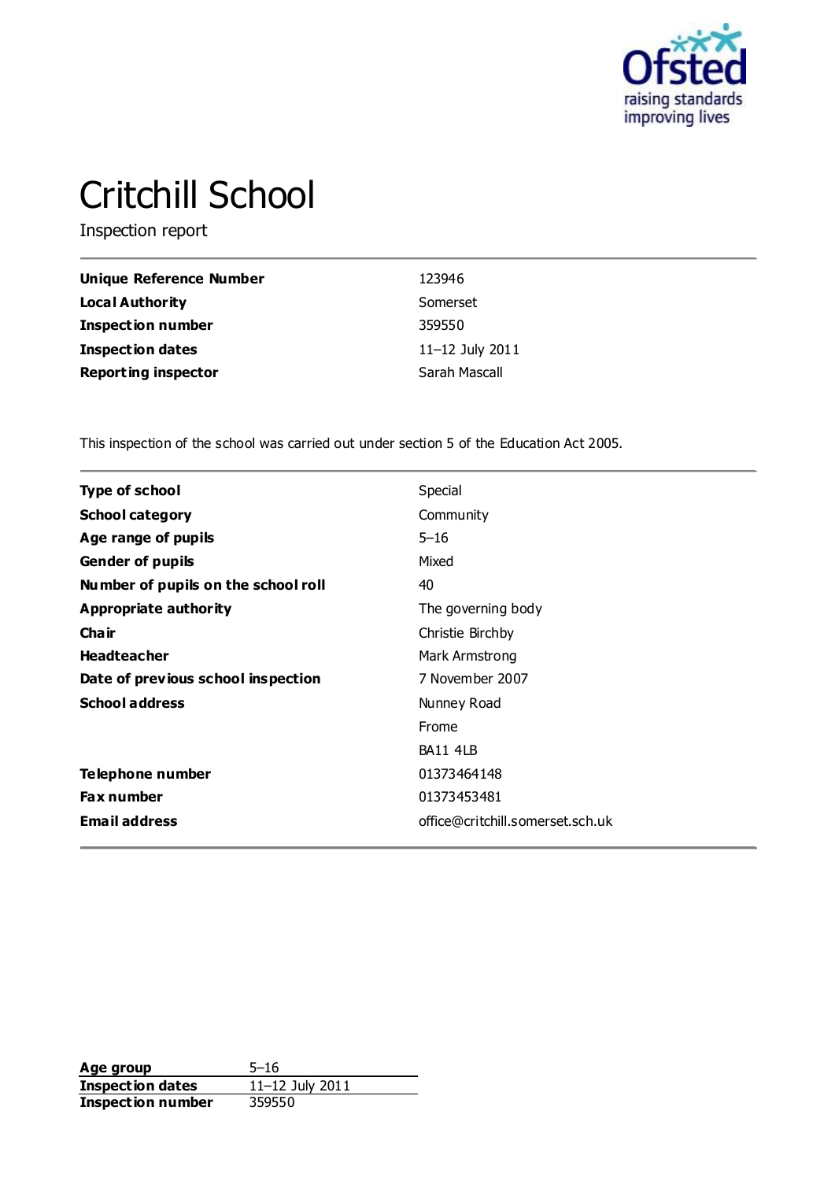# Critchill School

Inspection report

| | |
|---|---|
| **Unique Reference Number** | 123946 |
| **Local Authority** | Somerset |
| **Inspection number** | 359550 |
| **Inspection dates** | 11–12 July 2011 |
| **Reporting inspector** | Sarah Mascall |

This inspection of the school was carried out under section 5 of the Education Act 2005.

| | |
|---|---|
| **Type of school** | Special |
| **School category** | Community |
| **Age range of pupils** | 5–16 |
| **Gender of pupils** | Mixed |
| **Number of pupils on the school roll** | 40 |
| **Appropriate authority** | The governing body |
| **Chair** | Christie Birchby |
| **Headteacher** | Mark Armstrong |
| **Date of previous school inspection** | 7 November 2007 |
| **School address** | Nunney Road<br>Frome<br>BA11 4LB |
| **Telephone number** | 01373464148 |
| **Fax number** | 01373453481 |
| **Email address** | office@critchill.somerset.sch.uk |

| | |
|---|---|
| **Age group** | 5–16 |
| **Inspection dates** | 11–12 July 2011 |
| **Inspection number** | 359550 |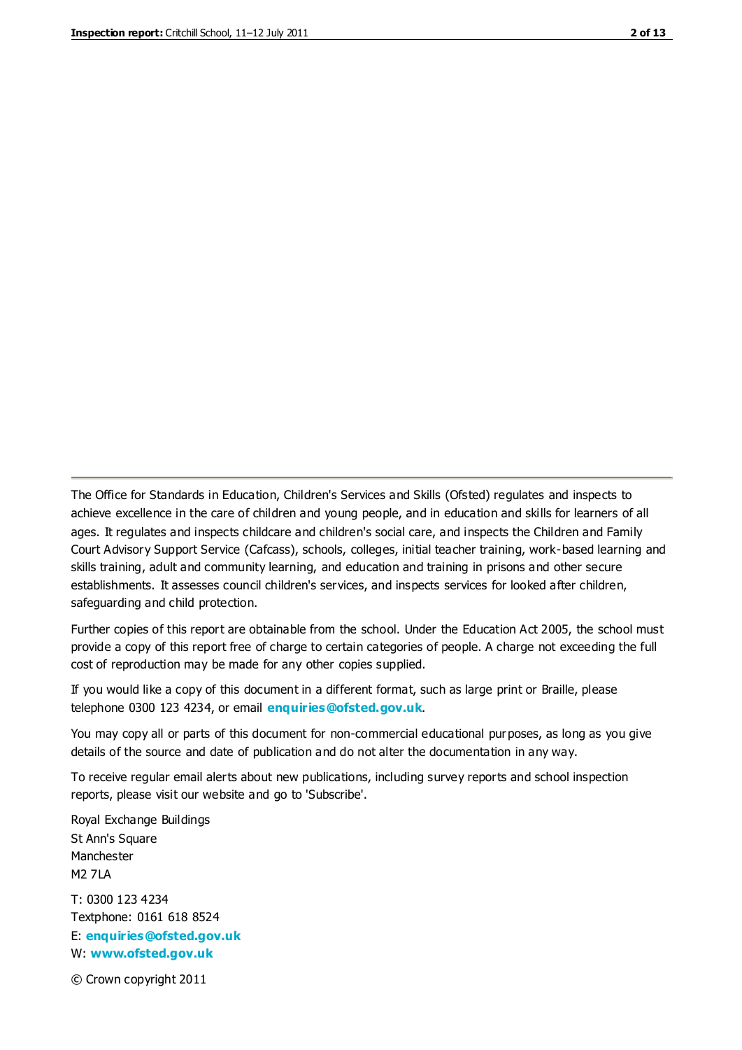The Office for Standards in Education, Children's Services and Skills (Ofsted) regulates and inspects to achieve excellence in the care of children and young people, and in education and skills for learners of all ages. It regulates and inspects childcare and children's social care, and inspects the Children and Family Court Advisory Support Service (Cafcass), schools, colleges, initial teacher training, work-based learning and skills training, adult and community learning, and education and training in prisons and other secure establishments. It assesses council children's services, and inspects services for looked after children, safeguarding and child protection.

Further copies of this report are obtainable from the school. Under the Education Act 2005, the school must provide a copy of this report free of charge to certain categories of people. A charge not exceeding the full cost of reproduction may be made for any other copies supplied.

If you would like a copy of this document in a different format, such as large print or Braille, please telephone 0300 123 4234, or email **enquiries@ofsted.gov.uk**.

You may copy all or parts of this document for non-commercial educational purposes, as long as you give details of the source and date of publication and do not alter the documentation in any way.

To receive regular email alerts about new publications, including survey reports and school inspection reports, please visit our website and go to 'Subscribe'.

Royal Exchange Buildings
St Ann's Square
Manchester
M2 7LA

T: 0300 123 4234
Textphone: 0161 618 8524
E: **enquiries@ofsted.gov.uk**
W: **www.ofsted.gov.uk**

© Crown copyright 2011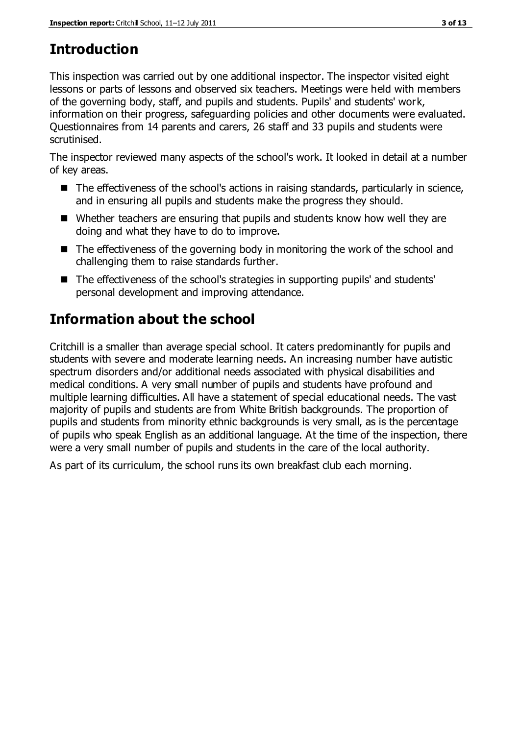# Introduction

This inspection was carried out by one additional inspector. The inspector visited eight lessons or parts of lessons and observed six teachers. Meetings were held with members of the governing body, staff, and pupils and students. Pupils' and students' work, information on their progress, safeguarding policies and other documents were evaluated. Questionnaires from 14 parents and carers, 26 staff and 33 pupils and students were scrutinised.

The inspector reviewed many aspects of the school's work. It looked in detail at a number of key areas.

- The effectiveness of the school's actions in raising standards, particularly in science, and in ensuring all pupils and students make the progress they should.
- Whether teachers are ensuring that pupils and students know how well they are doing and what they have to do to improve.
- The effectiveness of the governing body in monitoring the work of the school and challenging them to raise standards further.
- The effectiveness of the school's strategies in supporting pupils' and students' personal development and improving attendance.

# Information about the school

Critchill is a smaller than average special school. It caters predominantly for pupils and students with severe and moderate learning needs. An increasing number have autistic spectrum disorders and/or additional needs associated with physical disabilities and medical conditions. A very small number of pupils and students have profound and multiple learning difficulties. All have a statement of special educational needs. The vast majority of pupils and students are from White British backgrounds. The proportion of pupils and students from minority ethnic backgrounds is very small, as is the percentage of pupils who speak English as an additional language. At the time of the inspection, there were a very small number of pupils and students in the care of the local authority.

As part of its curriculum, the school runs its own breakfast club each morning.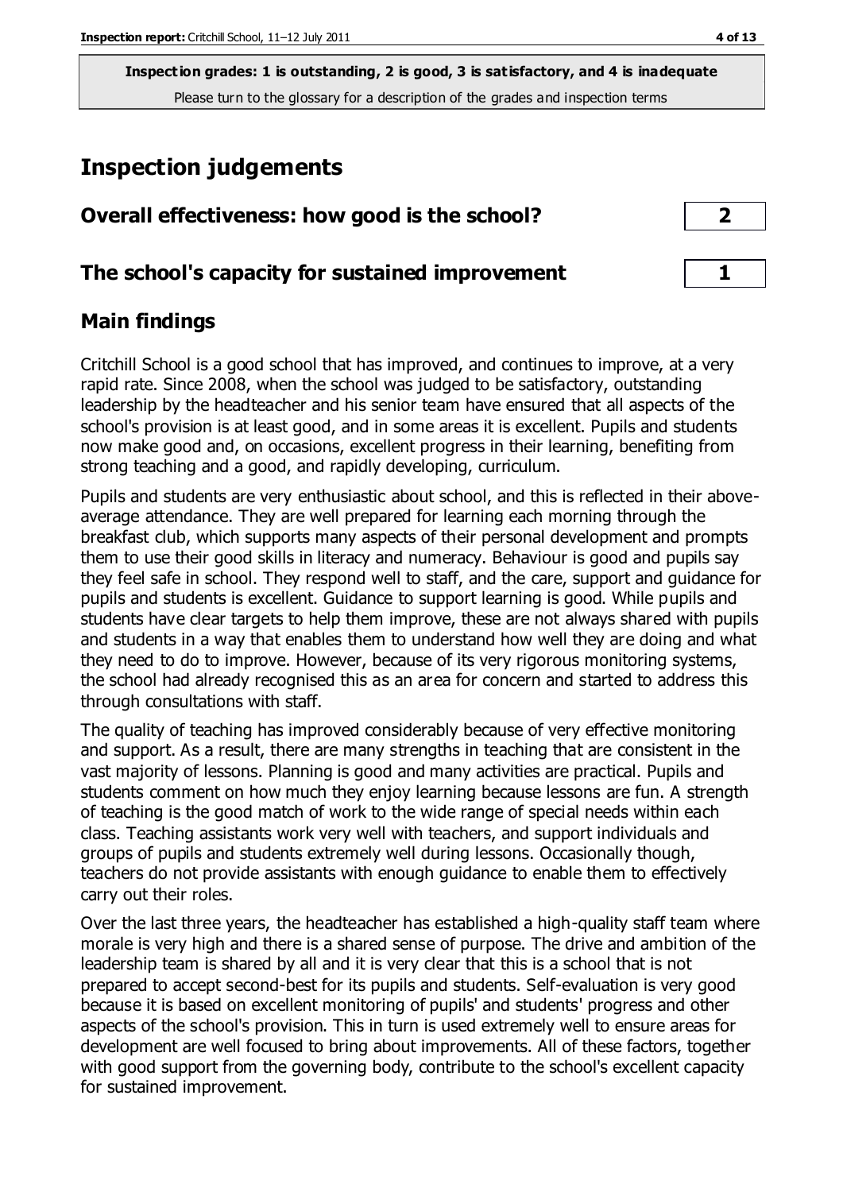**Inspection grades: 1 is outstanding, 2 is good, 3 is satisfactory, and 4 is inadequate**
Please turn to the glossary for a description of the grades and inspection terms

# Inspection judgements

| Overall effectiveness: how good is the school? | 2 |
|---|---|
| The school's capacity for sustained improvement | 1 |

## Main findings

Critchill School is a good school that has improved, and continues to improve, at a very rapid rate. Since 2008, when the school was judged to be satisfactory, outstanding leadership by the headteacher and his senior team have ensured that all aspects of the school's provision is at least good, and in some areas it is excellent. Pupils and students now make good and, on occasions, excellent progress in their learning, benefiting from strong teaching and a good, and rapidly developing, curriculum.

Pupils and students are very enthusiastic about school, and this is reflected in their above-average attendance. They are well prepared for learning each morning through the breakfast club, which supports many aspects of their personal development and prompts them to use their good skills in literacy and numeracy. Behaviour is good and pupils say they feel safe in school. They respond well to staff, and the care, support and guidance for pupils and students is excellent. Guidance to support learning is good. While pupils and students have clear targets to help them improve, these are not always shared with pupils and students in a way that enables them to understand how well they are doing and what they need to do to improve. However, because of its very rigorous monitoring systems, the school had already recognised this as an area for concern and started to address this through consultations with staff.

The quality of teaching has improved considerably because of very effective monitoring and support. As a result, there are many strengths in teaching that are consistent in the vast majority of lessons. Planning is good and many activities are practical. Pupils and students comment on how much they enjoy learning because lessons are fun. A strength of teaching is the good match of work to the wide range of special needs within each class. Teaching assistants work very well with teachers, and support individuals and groups of pupils and students extremely well during lessons. Occasionally though, teachers do not provide assistants with enough guidance to enable them to effectively carry out their roles.

Over the last three years, the headteacher has established a high-quality staff team where morale is very high and there is a shared sense of purpose. The drive and ambition of the leadership team is shared by all and it is very clear that this is a school that is not prepared to accept second-best for its pupils and students. Self-evaluation is very good because it is based on excellent monitoring of pupils' and students' progress and other aspects of the school's provision. This in turn is used extremely well to ensure areas for development are well focused to bring about improvements. All of these factors, together with good support from the governing body, contribute to the school's excellent capacity for sustained improvement.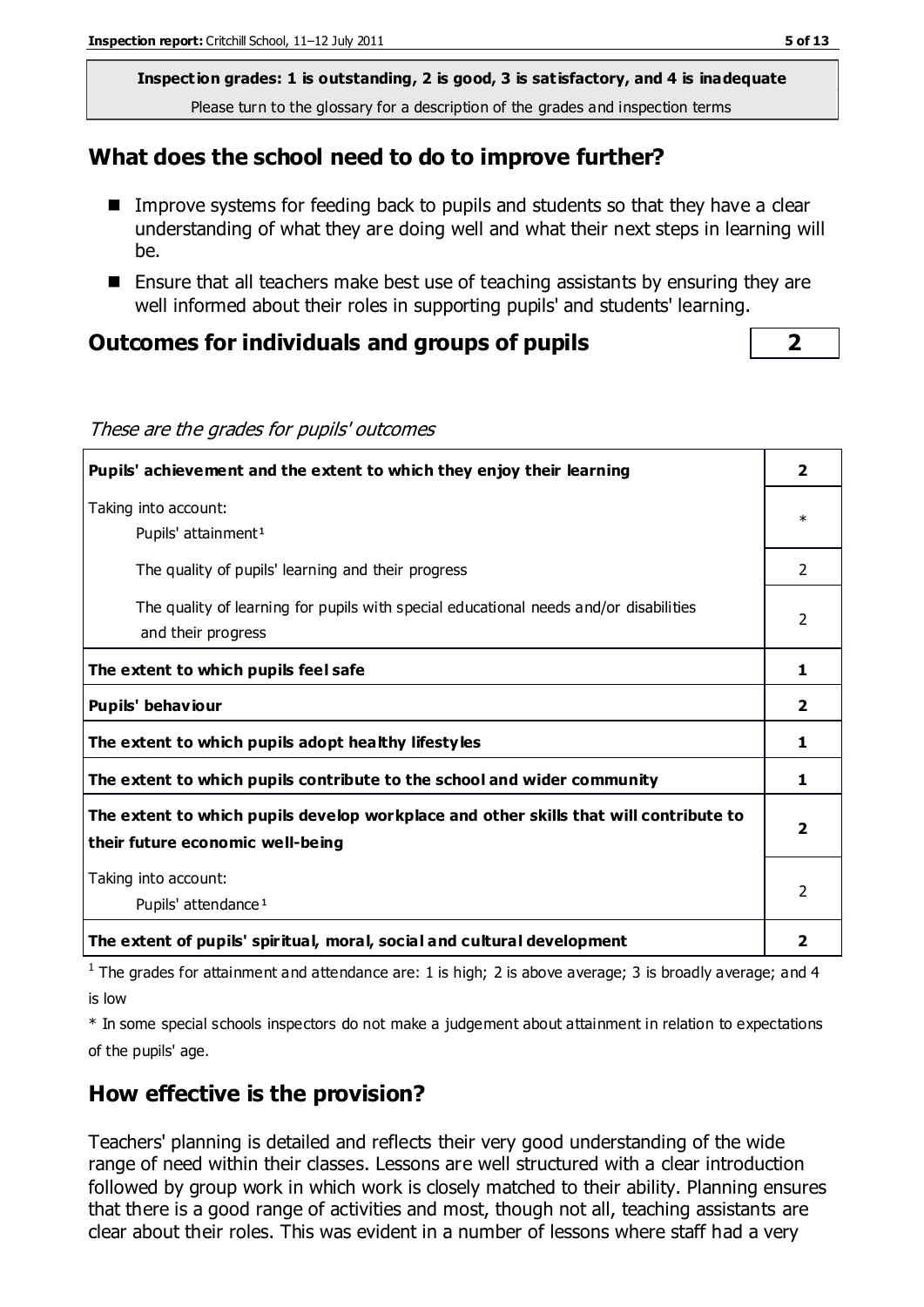**Inspection grades: 1 is outstanding, 2 is good, 3 is satisfactory, and 4 is inadequate**
Please turn to the glossary for a description of the grades and inspection terms

## What does the school need to do to improve further?

- Improve systems for feeding back to pupils and students so that they have a clear understanding of what they are doing well and what their next steps in learning will be.
- Ensure that all teachers make best use of teaching assistants by ensuring they are well informed about their roles in supporting pupils' and students' learning.

## Outcomes for individuals and groups of pupils — 2

*These are the grades for pupils' outcomes*

| | |
|---|---|
| **Pupils' achievement and the extent to which they enjoy their learning** | **2** |
| Taking into account: Pupils' attainment[1] | * |
| The quality of pupils' learning and their progress | 2 |
| The quality of learning for pupils with special educational needs and/or disabilities and their progress | 2 |
| **The extent to which pupils feel safe** | **1** |
| **Pupils' behaviour** | **2** |
| **The extent to which pupils adopt healthy lifestyles** | **1** |
| **The extent to which pupils contribute to the school and wider community** | **1** |
| **The extent to which pupils develop workplace and other skills that will contribute to their future economic well-being** | **2** |
| Taking into account: Pupils' attendance[1] | 2 |
| **The extent of pupils' spiritual, moral, social and cultural development** | **2** |

[1] The grades for attainment and attendance are: 1 is high; 2 is above average; 3 is broadly average; and 4 is low

* In some special schools inspectors do not make a judgement about attainment in relation to expectations of the pupils' age.

## How effective is the provision?

Teachers' planning is detailed and reflects their very good understanding of the wide range of need within their classes. Lessons are well structured with a clear introduction followed by group work in which work is closely matched to their ability. Planning ensures that there is a good range of activities and most, though not all, teaching assistants are clear about their roles. This was evident in a number of lessons where staff had a very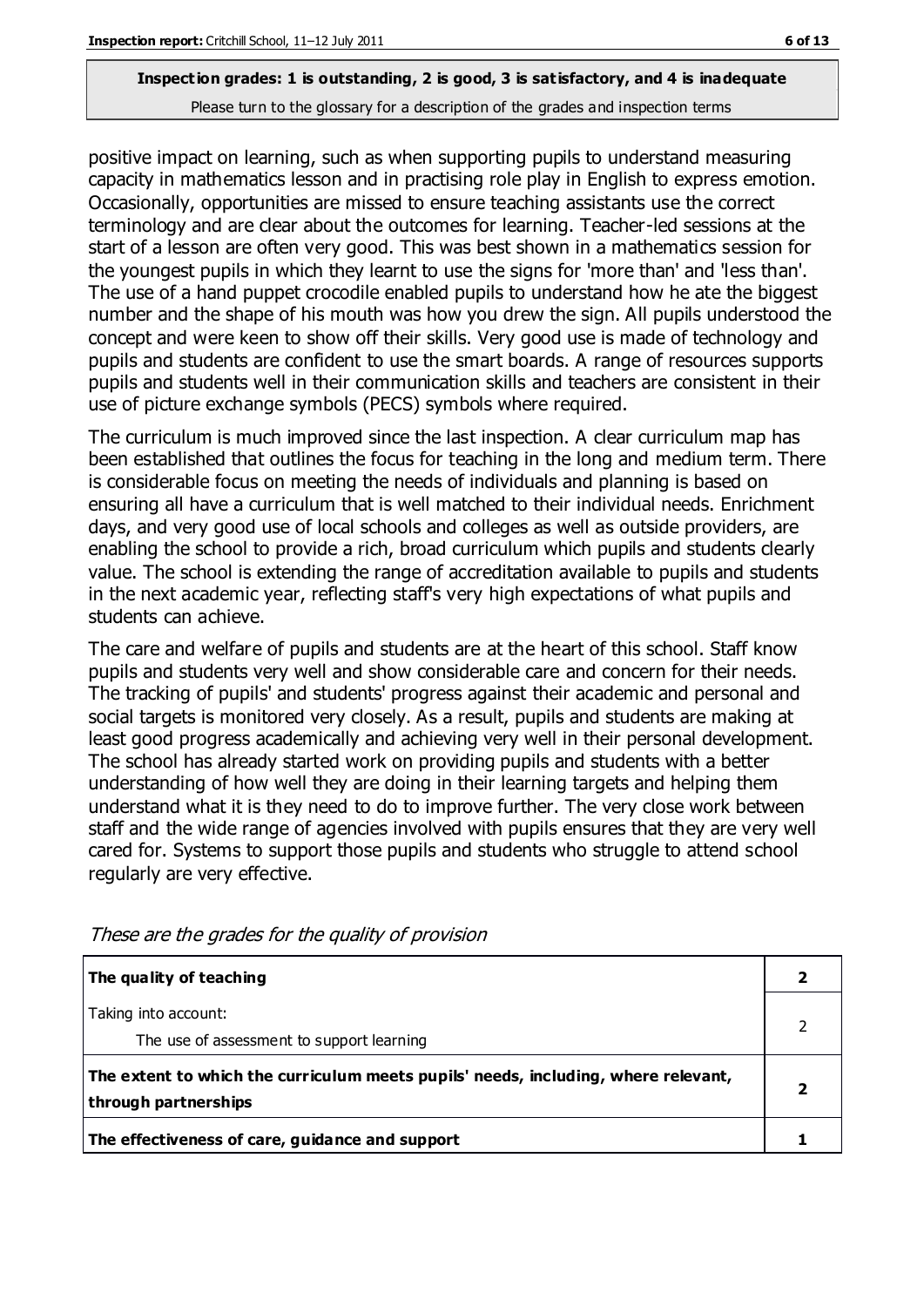positive impact on learning, such as when supporting pupils to understand measuring capacity in mathematics lesson and in practising role play in English to express emotion. Occasionally, opportunities are missed to ensure teaching assistants use the correct terminology and are clear about the outcomes for learning. Teacher-led sessions at the start of a lesson are often very good. This was best shown in a mathematics session for the youngest pupils in which they learnt to use the signs for 'more than' and 'less than'. The use of a hand puppet crocodile enabled pupils to understand how he ate the biggest number and the shape of his mouth was how you drew the sign. All pupils understood the concept and were keen to show off their skills. Very good use is made of technology and pupils and students are confident to use the smart boards. A range of resources supports pupils and students well in their communication skills and teachers are consistent in their use of picture exchange symbols (PECS) symbols where required.

The curriculum is much improved since the last inspection. A clear curriculum map has been established that outlines the focus for teaching in the long and medium term. There is considerable focus on meeting the needs of individuals and planning is based on ensuring all have a curriculum that is well matched to their individual needs. Enrichment days, and very good use of local schools and colleges as well as outside providers, are enabling the school to provide a rich, broad curriculum which pupils and students clearly value. The school is extending the range of accreditation available to pupils and students in the next academic year, reflecting staff's very high expectations of what pupils and students can achieve.

The care and welfare of pupils and students are at the heart of this school. Staff know pupils and students very well and show considerable care and concern for their needs. The tracking of pupils' and students' progress against their academic and personal and social targets is monitored very closely. As a result, pupils and students are making at least good progress academically and achieving very well in their personal development. The school has already started work on providing pupils and students with a better understanding of how well they are doing in their learning targets and helping them understand what it is they need to do to improve further. The very close work between staff and the wide range of agencies involved with pupils ensures that they are very well cared for. Systems to support those pupils and students who struggle to attend school regularly are very effective.

*These are the grades for the quality of provision*

| | |
|---|---|
| **The quality of teaching** | **2** |
| Taking into account:<br>The use of assessment to support learning | 2 |
| **The extent to which the curriculum meets pupils' needs, including, where relevant, through partnerships** | **2** |
| **The effectiveness of care, guidance and support** | **1** |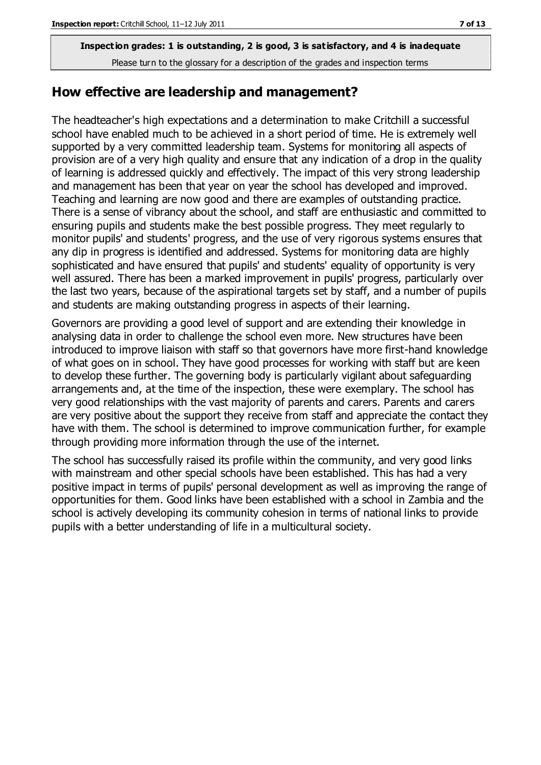**Inspection grades: 1 is outstanding, 2 is good, 3 is satisfactory, and 4 is inadequate**
Please turn to the glossary for a description of the grades and inspection terms

## How effective are leadership and management?

The headteacher's high expectations and a determination to make Critchill a successful school have enabled much to be achieved in a short period of time. He is extremely well supported by a very committed leadership team. Systems for monitoring all aspects of provision are of a very high quality and ensure that any indication of a drop in the quality of learning is addressed quickly and effectively. The impact of this very strong leadership and management has been that year on year the school has developed and improved. Teaching and learning are now good and there are examples of outstanding practice. There is a sense of vibrancy about the school, and staff are enthusiastic and committed to ensuring pupils and students make the best possible progress. They meet regularly to monitor pupils' and students' progress, and the use of very rigorous systems ensures that any dip in progress is identified and addressed. Systems for monitoring data are highly sophisticated and have ensured that pupils' and students' equality of opportunity is very well assured. There has been a marked improvement in pupils' progress, particularly over the last two years, because of the aspirational targets set by staff, and a number of pupils and students are making outstanding progress in aspects of their learning.

Governors are providing a good level of support and are extending their knowledge in analysing data in order to challenge the school even more. New structures have been introduced to improve liaison with staff so that governors have more first-hand knowledge of what goes on in school. They have good processes for working with staff but are keen to develop these further. The governing body is particularly vigilant about safeguarding arrangements and, at the time of the inspection, these were exemplary. The school has very good relationships with the vast majority of parents and carers. Parents and carers are very positive about the support they receive from staff and appreciate the contact they have with them. The school is determined to improve communication further, for example through providing more information through the use of the internet.

The school has successfully raised its profile within the community, and very good links with mainstream and other special schools have been established. This has had a very positive impact in terms of pupils' personal development as well as improving the range of opportunities for them. Good links have been established with a school in Zambia and the school is actively developing its community cohesion in terms of national links to provide pupils with a better understanding of life in a multicultural society.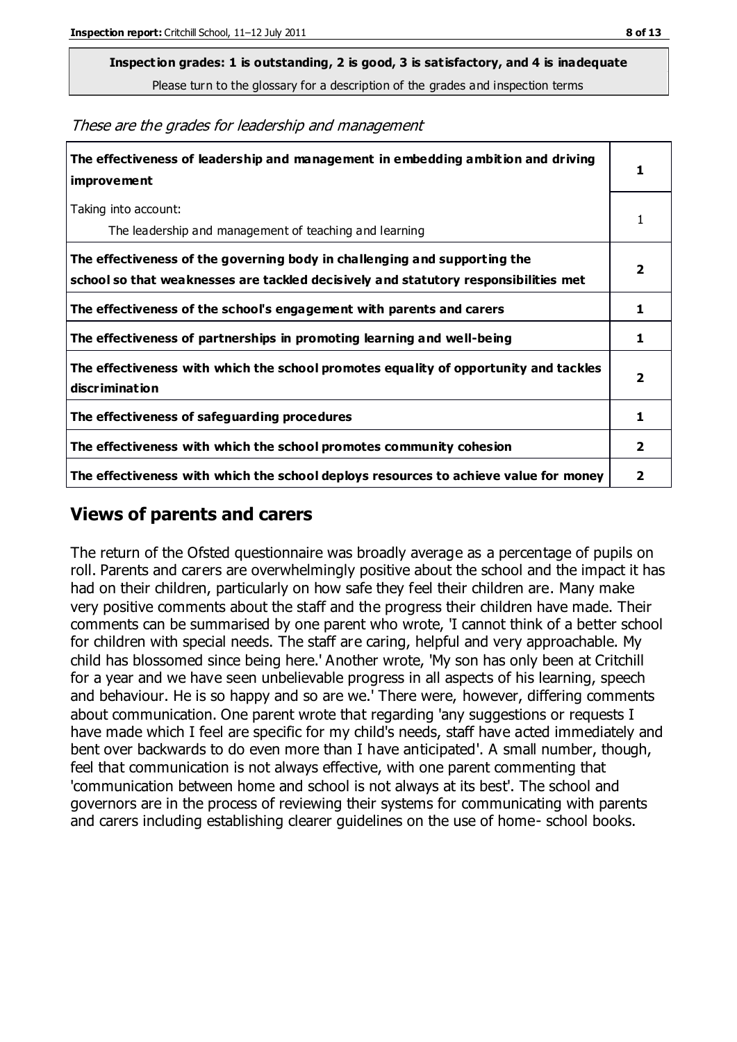**Inspection grades: 1 is outstanding, 2 is good, 3 is satisfactory, and 4 is inadequate**

Please turn to the glossary for a description of the grades and inspection terms

*These are the grades for leadership and management*

| | |
|---|---|
| **The effectiveness of leadership and management in embedding ambition and driving improvement** | **1** |
| Taking into account:<br>The leadership and management of teaching and learning | 1 |
| **The effectiveness of the governing body in challenging and supporting the school so that weaknesses are tackled decisively and statutory responsibilities met** | **2** |
| **The effectiveness of the school's engagement with parents and carers** | **1** |
| **The effectiveness of partnerships in promoting learning and well-being** | **1** |
| **The effectiveness with which the school promotes equality of opportunity and tackles discrimination** | **2** |
| **The effectiveness of safeguarding procedures** | **1** |
| **The effectiveness with which the school promotes community cohesion** | **2** |
| **The effectiveness with which the school deploys resources to achieve value for money** | **2** |

## Views of parents and carers

The return of the Ofsted questionnaire was broadly average as a percentage of pupils on roll. Parents and carers are overwhelmingly positive about the school and the impact it has had on their children, particularly on how safe they feel their children are. Many make very positive comments about the staff and the progress their children have made. Their comments can be summarised by one parent who wrote, 'I cannot think of a better school for children with special needs. The staff are caring, helpful and very approachable. My child has blossomed since being here.' Another wrote, 'My son has only been at Critchill for a year and we have seen unbelievable progress in all aspects of his learning, speech and behaviour. He is so happy and so are we.' There were, however, differing comments about communication. One parent wrote that regarding 'any suggestions or requests I have made which I feel are specific for my child's needs, staff have acted immediately and bent over backwards to do even more than I have anticipated'. A small number, though, feel that communication is not always effective, with one parent commenting that 'communication between home and school is not always at its best'. The school and governors are in the process of reviewing their systems for communicating with parents and carers including establishing clearer guidelines on the use of home- school books.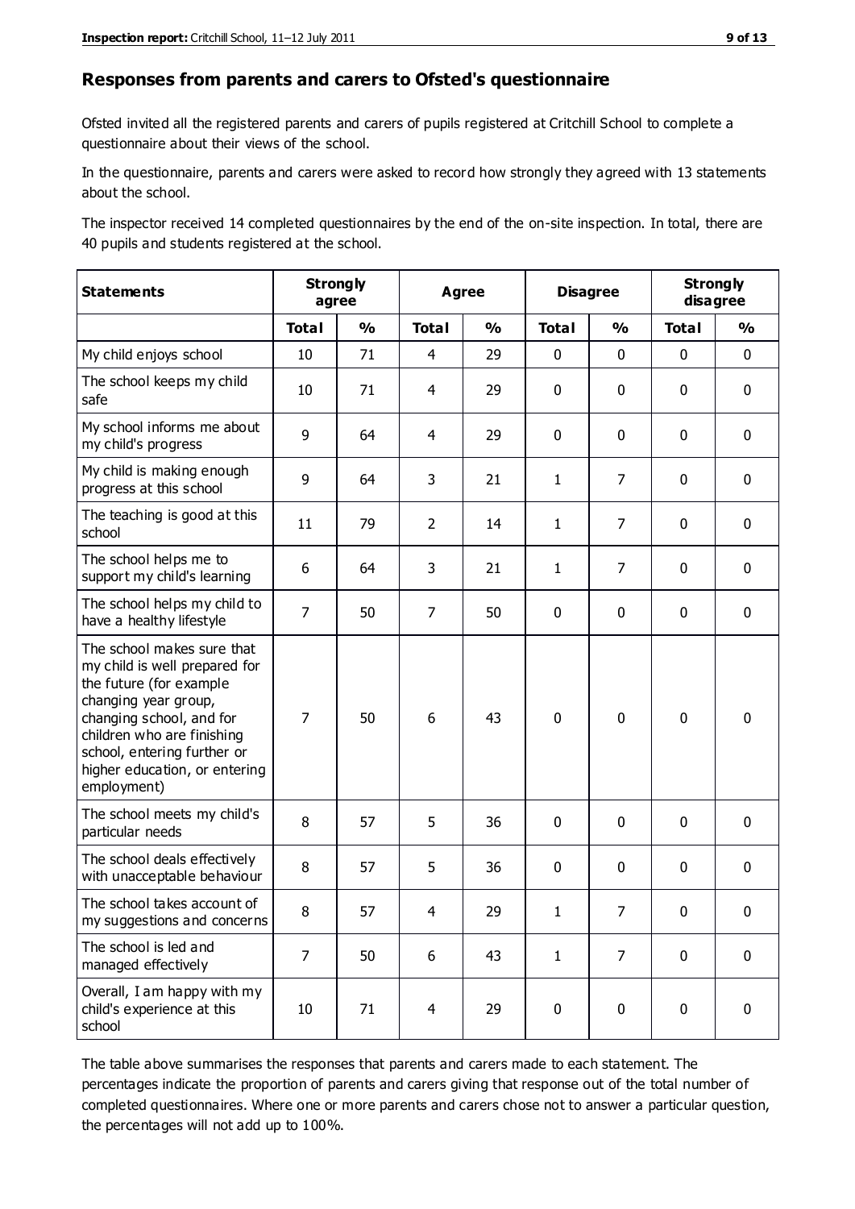## Responses from parents and carers to Ofsted's questionnaire

Ofsted invited all the registered parents and carers of pupils registered at Critchill School to complete a questionnaire about their views of the school.

In the questionnaire, parents and carers were asked to record how strongly they agreed with 13 statements about the school.

The inspector received 14 completed questionnaires by the end of the on-site inspection. In total, there are 40 pupils and students registered at the school.

| Statements | Strongly agree | | Agree | | Disagree | | Strongly disagree | |
|---|---|---|---|---|---|---|---|---|
| | Total | % | Total | % | Total | % | Total | % |
| My child enjoys school | 10 | 71 | 4 | 29 | 0 | 0 | 0 | 0 |
| The school keeps my child safe | 10 | 71 | 4 | 29 | 0 | 0 | 0 | 0 |
| My school informs me about my child's progress | 9 | 64 | 4 | 29 | 0 | 0 | 0 | 0 |
| My child is making enough progress at this school | 9 | 64 | 3 | 21 | 1 | 7 | 0 | 0 |
| The teaching is good at this school | 11 | 79 | 2 | 14 | 1 | 7 | 0 | 0 |
| The school helps me to support my child's learning | 6 | 64 | 3 | 21 | 1 | 7 | 0 | 0 |
| The school helps my child to have a healthy lifestyle | 7 | 50 | 7 | 50 | 0 | 0 | 0 | 0 |
| The school makes sure that my child is well prepared for the future (for example changing year group, changing school, and for children who are finishing school, entering further or higher education, or entering employment) | 7 | 50 | 6 | 43 | 0 | 0 | 0 | 0 |
| The school meets my child's particular needs | 8 | 57 | 5 | 36 | 0 | 0 | 0 | 0 |
| The school deals effectively with unacceptable behaviour | 8 | 57 | 5 | 36 | 0 | 0 | 0 | 0 |
| The school takes account of my suggestions and concerns | 8 | 57 | 4 | 29 | 1 | 7 | 0 | 0 |
| The school is led and managed effectively | 7 | 50 | 6 | 43 | 1 | 7 | 0 | 0 |
| Overall, I am happy with my child's experience at this school | 10 | 71 | 4 | 29 | 0 | 0 | 0 | 0 |

The table above summarises the responses that parents and carers made to each statement. The percentages indicate the proportion of parents and carers giving that response out of the total number of completed questionnaires. Where one or more parents and carers chose not to answer a particular question, the percentages will not add up to 100%.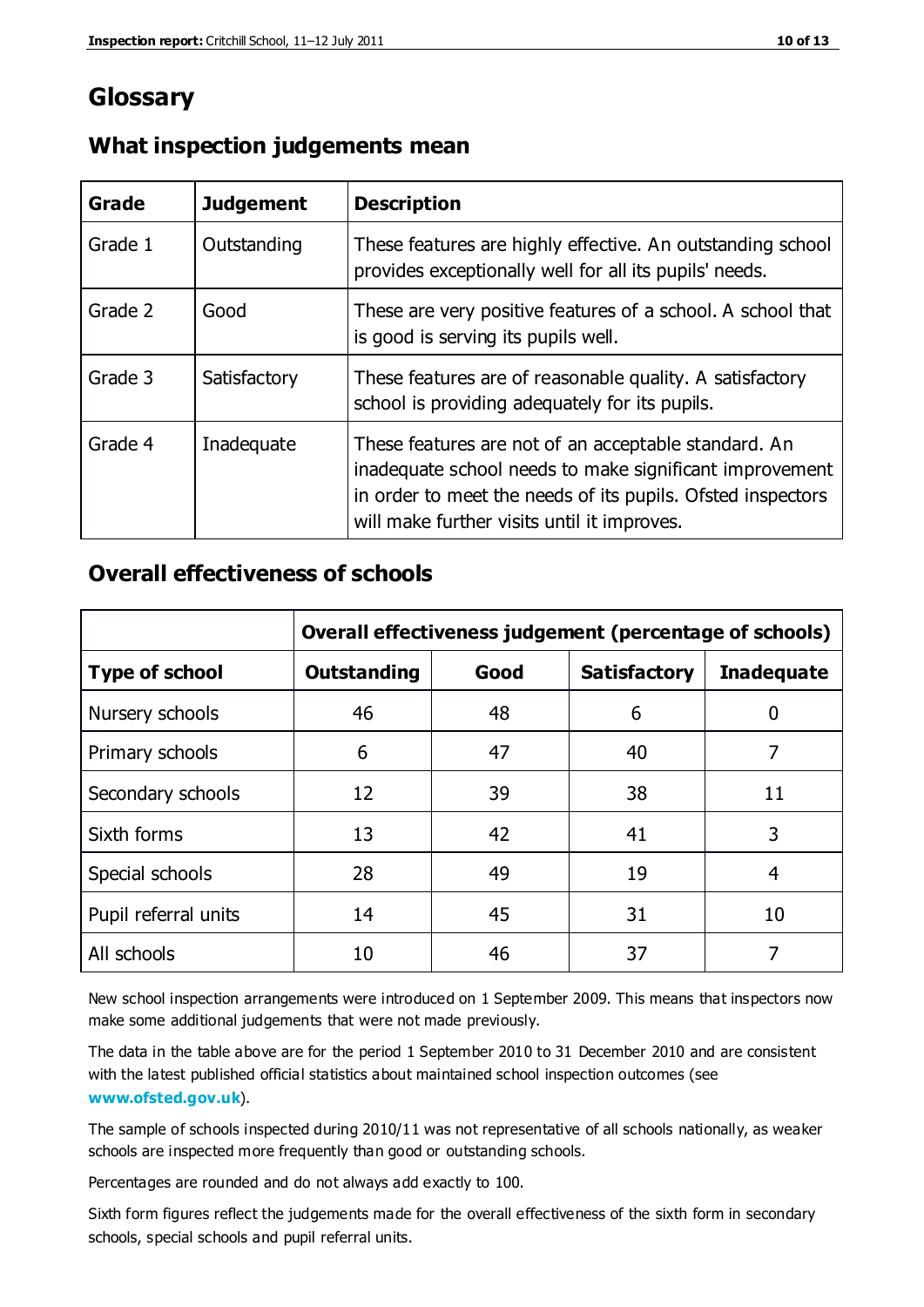# Glossary

## What inspection judgements mean

| Grade | Judgement | Description |
|---|---|---|
| Grade 1 | Outstanding | These features are highly effective. An outstanding school provides exceptionally well for all its pupils' needs. |
| Grade 2 | Good | These are very positive features of a school. A school that is good is serving its pupils well. |
| Grade 3 | Satisfactory | These features are of reasonable quality. A satisfactory school is providing adequately for its pupils. |
| Grade 4 | Inadequate | These features are not of an acceptable standard. An inadequate school needs to make significant improvement in order to meet the needs of its pupils. Ofsted inspectors will make further visits until it improves. |

## Overall effectiveness of schools

| | Overall effectiveness judgement (percentage of schools) | | | |
|---|---|---|---|---|
| **Type of school** | **Outstanding** | **Good** | **Satisfactory** | **Inadequate** |
| Nursery schools | 46 | 48 | 6 | 0 |
| Primary schools | 6 | 47 | 40 | 7 |
| Secondary schools | 12 | 39 | 38 | 11 |
| Sixth forms | 13 | 42 | 41 | 3 |
| Special schools | 28 | 49 | 19 | 4 |
| Pupil referral units | 14 | 45 | 31 | 10 |
| All schools | 10 | 46 | 37 | 7 |

New school inspection arrangements were introduced on 1 September 2009. This means that inspectors now make some additional judgements that were not made previously.

The data in the table above are for the period 1 September 2010 to 31 December 2010 and are consistent with the latest published official statistics about maintained school inspection outcomes (see **www.ofsted.gov.uk**).

The sample of schools inspected during 2010/11 was not representative of all schools nationally, as weaker schools are inspected more frequently than good or outstanding schools.

Percentages are rounded and do not always add exactly to 100.

Sixth form figures reflect the judgements made for the overall effectiveness of the sixth form in secondary schools, special schools and pupil referral units.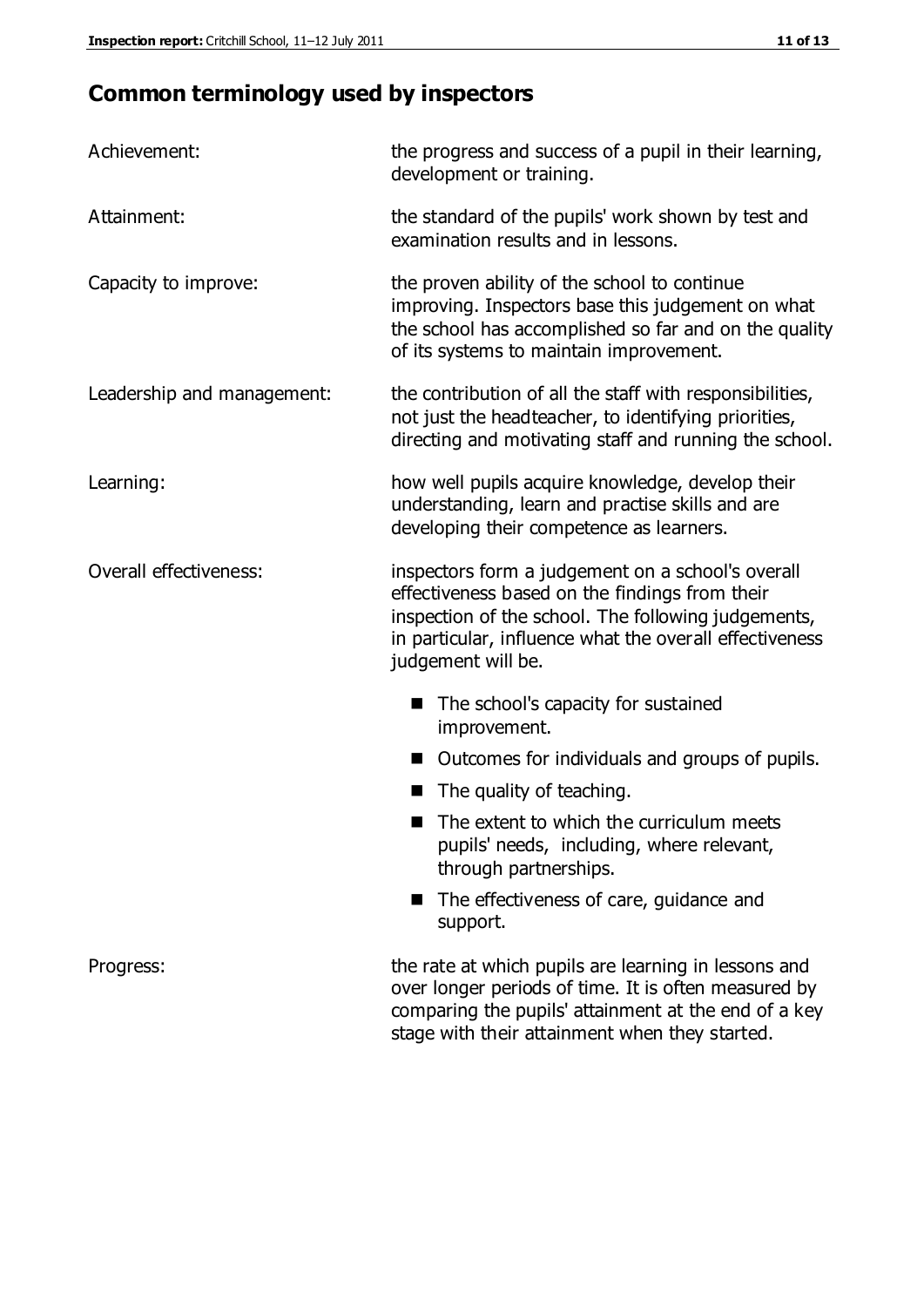## Common terminology used by inspectors

| | |
|---|---|
| Achievement: | the progress and success of a pupil in their learning, development or training. |
| Attainment: | the standard of the pupils' work shown by test and examination results and in lessons. |
| Capacity to improve: | the proven ability of the school to continue improving. Inspectors base this judgement on what the school has accomplished so far and on the quality of its systems to maintain improvement. |
| Leadership and management: | the contribution of all the staff with responsibilities, not just the headteacher, to identifying priorities, directing and motivating staff and running the school. |
| Learning: | how well pupils acquire knowledge, develop their understanding, learn and practise skills and are developing their competence as learners. |
| Overall effectiveness: | inspectors form a judgement on a school's overall effectiveness based on the findings from their inspection of the school. The following judgements, in particular, influence what the overall effectiveness judgement will be.<br>■ The school's capacity for sustained improvement.<br>■ Outcomes for individuals and groups of pupils.<br>■ The quality of teaching.<br>■ The extent to which the curriculum meets pupils' needs, including, where relevant, through partnerships.<br>■ The effectiveness of care, guidance and support. |
| Progress: | the rate at which pupils are learning in lessons and over longer periods of time. It is often measured by comparing the pupils' attainment at the end of a key stage with their attainment when they started. |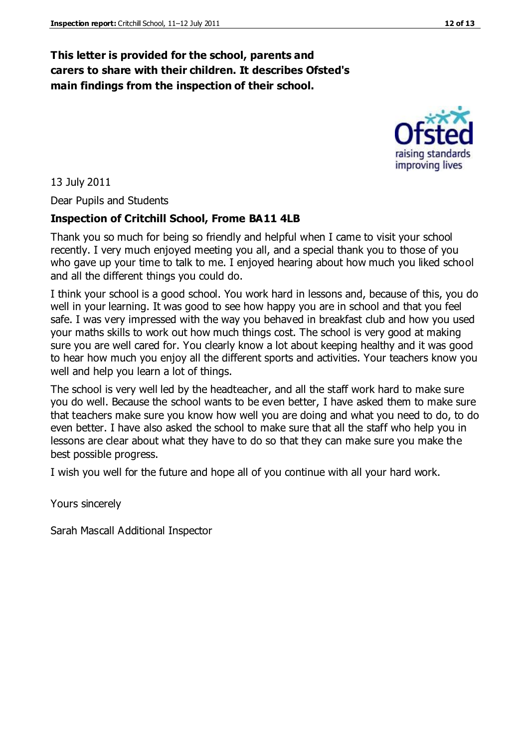**This letter is provided for the school, parents and carers to share with their children. It describes Ofsted's main findings from the inspection of their school.**

13 July 2011

Dear Pupils and Students

**Inspection of Critchill School, Frome BA11 4LB**

Thank you so much for being so friendly and helpful when I came to visit your school recently. I very much enjoyed meeting you all, and a special thank you to those of you who gave up your time to talk to me. I enjoyed hearing about how much you liked school and all the different things you could do.

I think your school is a good school. You work hard in lessons and, because of this, you do well in your learning. It was good to see how happy you are in school and that you feel safe. I was very impressed with the way you behaved in breakfast club and how you used your maths skills to work out how much things cost. The school is very good at making sure you are well cared for. You clearly know a lot about keeping healthy and it was good to hear how much you enjoy all the different sports and activities. Your teachers know you well and help you learn a lot of things.

The school is very well led by the headteacher, and all the staff work hard to make sure you do well. Because the school wants to be even better, I have asked them to make sure that teachers make sure you know how well you are doing and what you need to do, to do even better. I have also asked the school to make sure that all the staff who help you in lessons are clear about what they have to do so that they can make sure you make the best possible progress.

I wish you well for the future and hope all of you continue with all your hard work.

Yours sincerely

Sarah Mascall Additional Inspector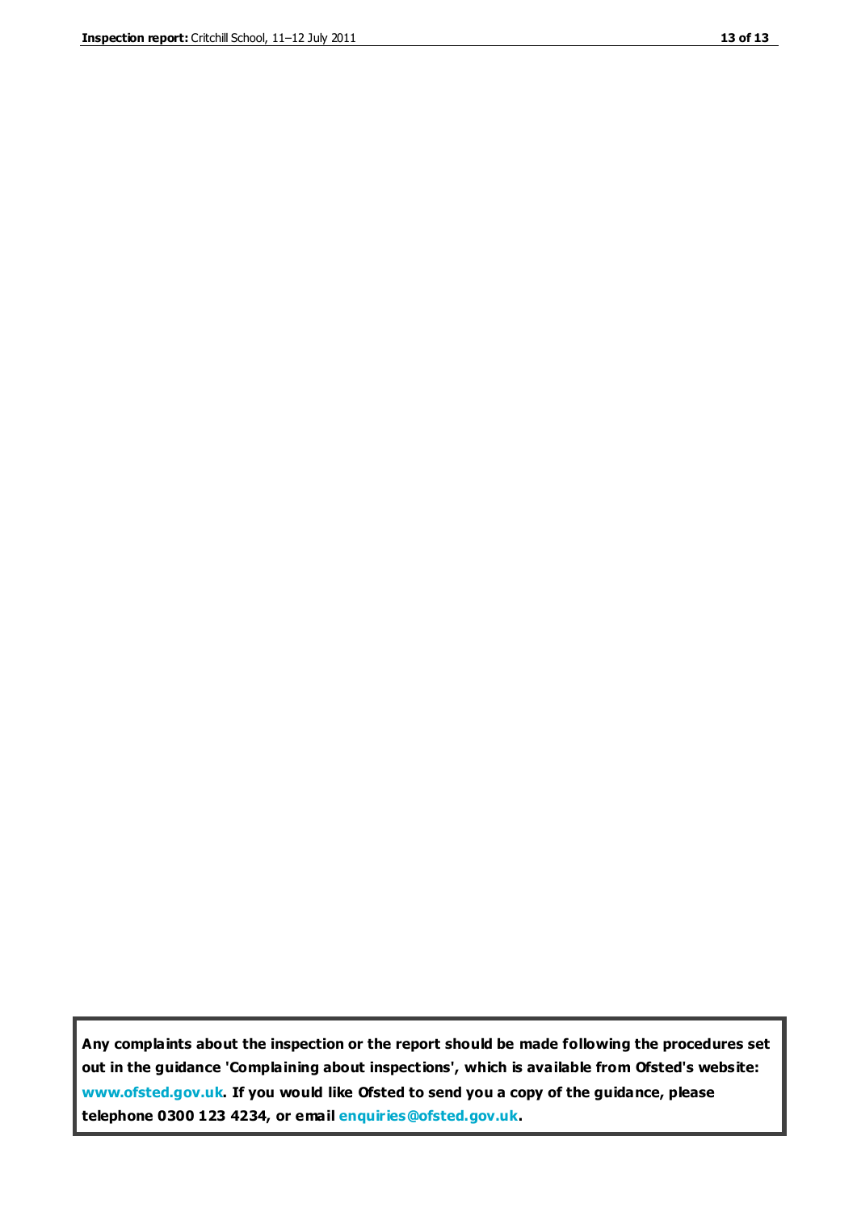**Any complaints about the inspection or the report should be made following the procedures set out in the guidance 'Complaining about inspections', which is available from Ofsted's website: www.ofsted.gov.uk. If you would like Ofsted to send you a copy of the guidance, please telephone 0300 123 4234, or email enquiries@ofsted.gov.uk.**